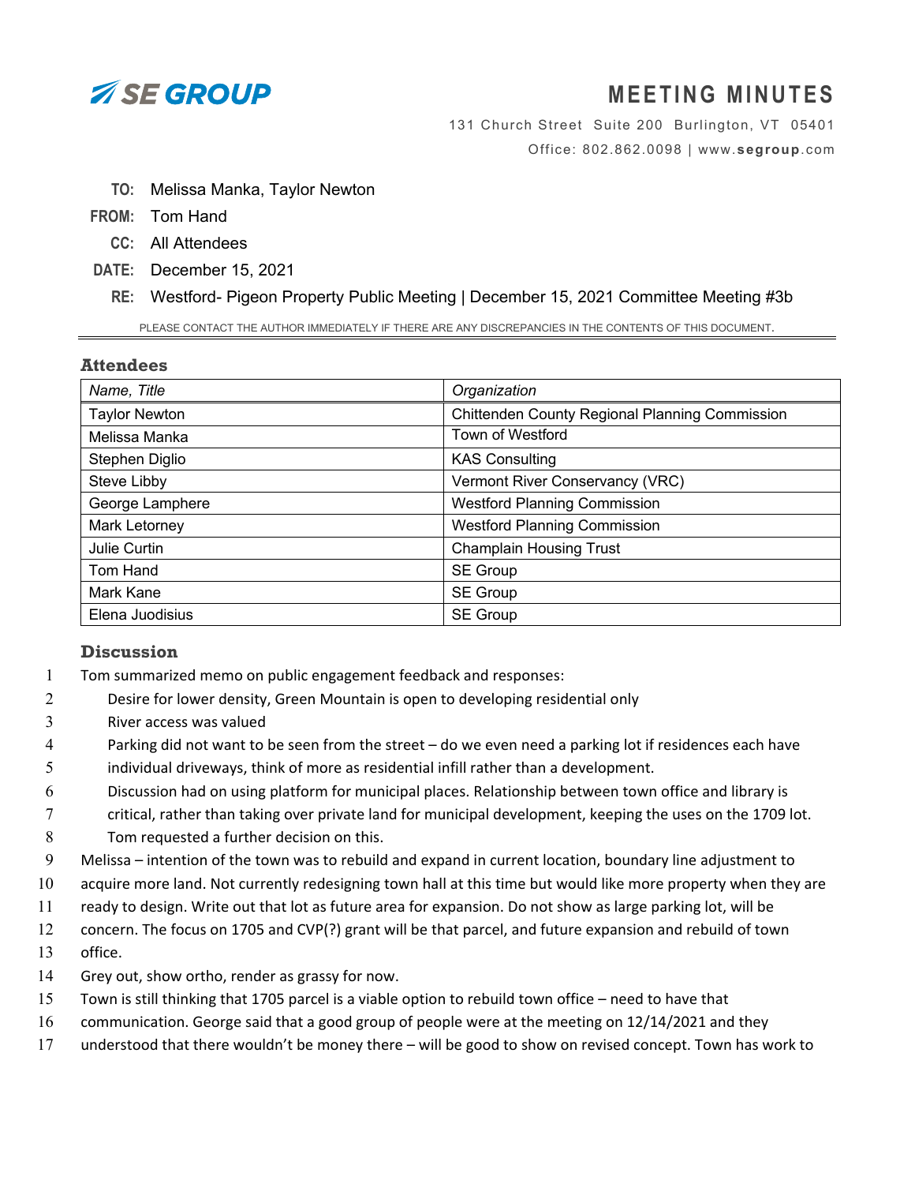SE GROUP

# MEETING MINUTES

131 Church Street Suite 200 Burlington, VT 05401
Office: 802.862.0098 | www.segroup.com

**TO:** Melissa Manka, Taylor Newton
**FROM:** Tom Hand
**CC:** All Attendees
**DATE:** December 15, 2021
**RE:** Westford- Pigeon Property Public Meeting | December 15, 2021 Committee Meeting #3b

PLEASE CONTACT THE AUTHOR IMMEDIATELY IF THERE ARE ANY DISCREPANCIES IN THE CONTENTS OF THIS DOCUMENT.

## Attendees

| *Name, Title* | *Organization* |
|---|---|
| Taylor Newton | Chittenden County Regional Planning Commission |
| Melissa Manka | Town of Westford |
| Stephen Diglio | KAS Consulting |
| Steve Libby | Vermont River Conservancy (VRC) |
| George Lamphere | Westford Planning Commission |
| Mark Letorney | Westford Planning Commission |
| Julie Curtin | Champlain Housing Trust |
| Tom Hand | SE Group |
| Mark Kane | SE Group |
| Elena Juodisius | SE Group |

## Discussion

1 Tom summarized memo on public engagement feedback and responses:
2 Desire for lower density, Green Mountain is open to developing residential only
3 River access was valued
4 Parking did not want to be seen from the street – do we even need a parking lot if residences each have
5 individual driveways, think of more as residential infill rather than a development.
6 Discussion had on using platform for municipal places. Relationship between town office and library is
7 critical, rather than taking over private land for municipal development, keeping the uses on the 1709 lot.
8 Tom requested a further decision on this.
9 Melissa – intention of the town was to rebuild and expand in current location, boundary line adjustment to
10 acquire more land. Not currently redesigning town hall at this time but would like more property when they are
11 ready to design. Write out that lot as future area for expansion. Do not show as large parking lot, will be
12 concern. The focus on 1705 and CVP(?) grant will be that parcel, and future expansion and rebuild of town
13 office.
14 Grey out, show ortho, render as grassy for now.
15 Town is still thinking that 1705 parcel is a viable option to rebuild town office – need to have that
16 communication. George said that a good group of people were at the meeting on 12/14/2021 and they
17 understood that there wouldn't be money there – will be good to show on revised concept. Town has work to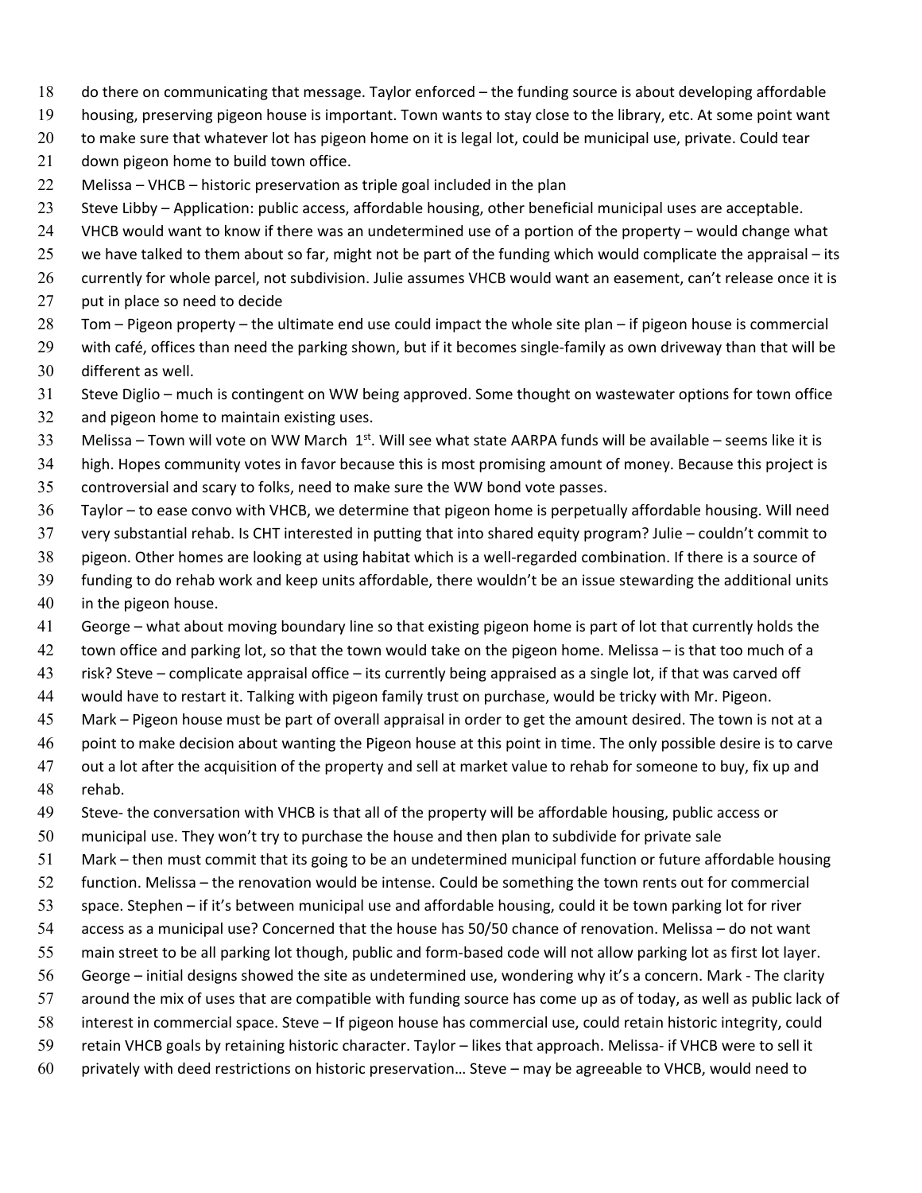do there on communicating that message. Taylor enforced – the funding source is about developing affordable housing, preserving pigeon house is important. Town wants to stay close to the library, etc. At some point want to make sure that whatever lot has pigeon home on it is legal lot, could be municipal use, private. Could tear down pigeon home to build town office.

Melissa – VHCB – historic preservation as triple goal included in the plan

Steve Libby – Application: public access, affordable housing, other beneficial municipal uses are acceptable. VHCB would want to know if there was an undetermined use of a portion of the property – would change what we have talked to them about so far, might not be part of the funding which would complicate the appraisal – its currently for whole parcel, not subdivision. Julie assumes VHCB would want an easement, can't release once it is put in place so need to decide

Tom – Pigeon property – the ultimate end use could impact the whole site plan – if pigeon house is commercial with café, offices than need the parking shown, but if it becomes single-family as own driveway than that will be different as well.

Steve Diglio – much is contingent on WW being approved. Some thought on wastewater options for town office and pigeon home to maintain existing uses.

Melissa – Town will vote on WW March 1st. Will see what state AARPA funds will be available – seems like it is high. Hopes community votes in favor because this is most promising amount of money. Because this project is controversial and scary to folks, need to make sure the WW bond vote passes.

Taylor – to ease convo with VHCB, we determine that pigeon home is perpetually affordable housing. Will need very substantial rehab. Is CHT interested in putting that into shared equity program? Julie – couldn't commit to pigeon. Other homes are looking at using habitat which is a well-regarded combination. If there is a source of funding to do rehab work and keep units affordable, there wouldn't be an issue stewarding the additional units in the pigeon house.

George – what about moving boundary line so that existing pigeon home is part of lot that currently holds the town office and parking lot, so that the town would take on the pigeon home. Melissa – is that too much of a risk? Steve – complicate appraisal office – its currently being appraised as a single lot, if that was carved off would have to restart it. Talking with pigeon family trust on purchase, would be tricky with Mr. Pigeon.

Mark – Pigeon house must be part of overall appraisal in order to get the amount desired. The town is not at a point to make decision about wanting the Pigeon house at this point in time. The only possible desire is to carve out a lot after the acquisition of the property and sell at market value to rehab for someone to buy, fix up and rehab.

Steve- the conversation with VHCB is that all of the property will be affordable housing, public access or municipal use. They won't try to purchase the house and then plan to subdivide for private sale

Mark – then must commit that its going to be an undetermined municipal function or future affordable housing function. Melissa – the renovation would be intense. Could be something the town rents out for commercial space. Stephen – if it's between municipal use and affordable housing, could it be town parking lot for river access as a municipal use? Concerned that the house has 50/50 chance of renovation. Melissa – do not want main street to be all parking lot though, public and form-based code will not allow parking lot as first lot layer.

George – initial designs showed the site as undetermined use, wondering why it's a concern. Mark - The clarity around the mix of uses that are compatible with funding source has come up as of today, as well as public lack of interest in commercial space. Steve – If pigeon house has commercial use, could retain historic integrity, could retain VHCB goals by retaining historic character. Taylor – likes that approach. Melissa- if VHCB were to sell it privately with deed restrictions on historic preservation… Steve – may be agreeable to VHCB, would need to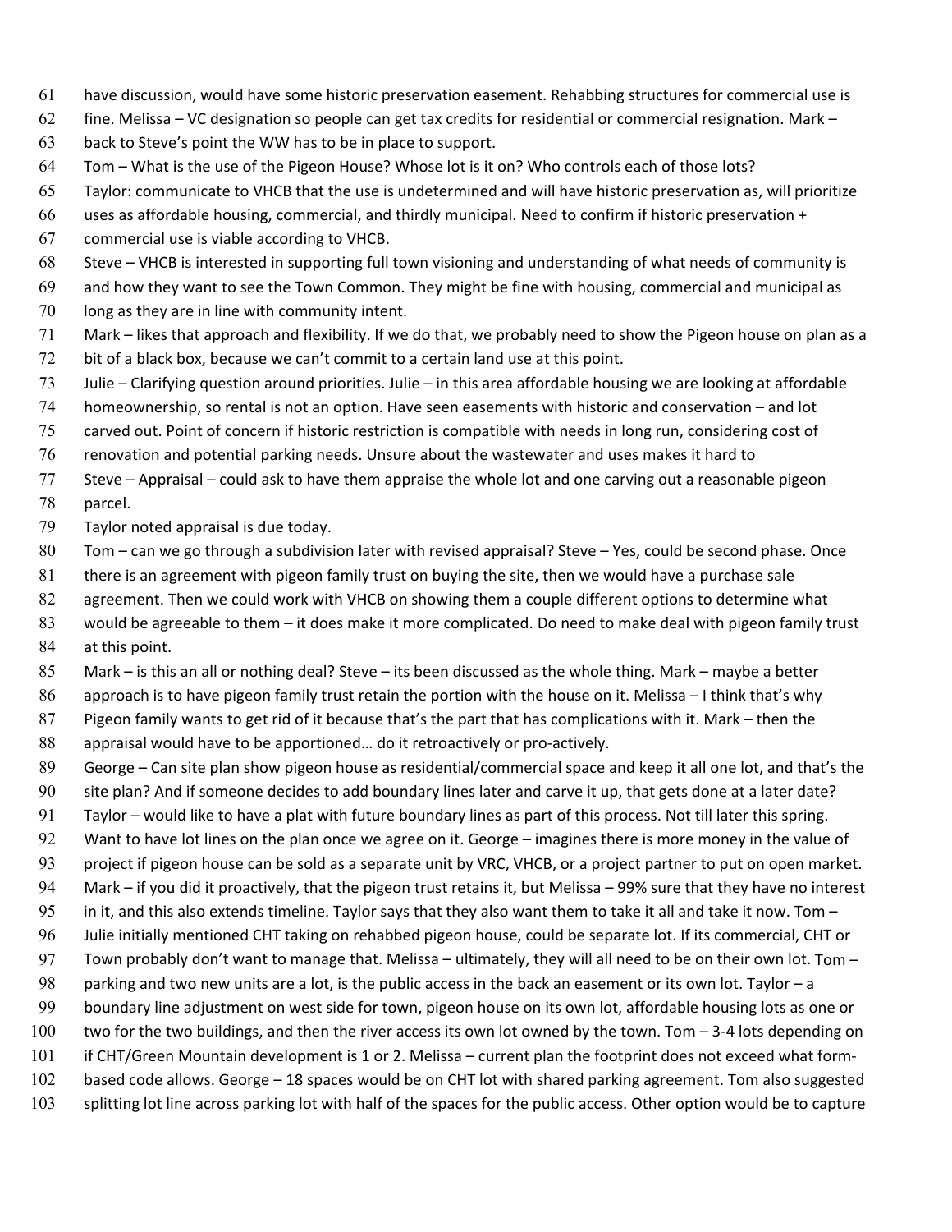have discussion, would have some historic preservation easement. Rehabbing structures for commercial use is fine. Melissa – VC designation so people can get tax credits for residential or commercial resignation. Mark – back to Steve's point the WW has to be in place to support.

Tom – What is the use of the Pigeon House? Whose lot is it on? Who controls each of those lots?

Taylor: communicate to VHCB that the use is undetermined and will have historic preservation as, will prioritize uses as affordable housing, commercial, and thirdly municipal. Need to confirm if historic preservation + commercial use is viable according to VHCB.

Steve – VHCB is interested in supporting full town visioning and understanding of what needs of community is and how they want to see the Town Common. They might be fine with housing, commercial and municipal as long as they are in line with community intent.

Mark – likes that approach and flexibility. If we do that, we probably need to show the Pigeon house on plan as a bit of a black box, because we can't commit to a certain land use at this point.

Julie – Clarifying question around priorities. Julie – in this area affordable housing we are looking at affordable homeownership, so rental is not an option. Have seen easements with historic and conservation – and lot carved out. Point of concern if historic restriction is compatible with needs in long run, considering cost of renovation and potential parking needs. Unsure about the wastewater and uses makes it hard to

Steve – Appraisal – could ask to have them appraise the whole lot and one carving out a reasonable pigeon parcel.

Taylor noted appraisal is due today.

Tom – can we go through a subdivision later with revised appraisal? Steve – Yes, could be second phase. Once there is an agreement with pigeon family trust on buying the site, then we would have a purchase sale agreement. Then we could work with VHCB on showing them a couple different options to determine what would be agreeable to them – it does make it more complicated. Do need to make deal with pigeon family trust at this point.

Mark – is this an all or nothing deal? Steve – its been discussed as the whole thing. Mark – maybe a better approach is to have pigeon family trust retain the portion with the house on it. Melissa – I think that's why Pigeon family wants to get rid of it because that's the part that has complications with it. Mark – then the appraisal would have to be apportioned… do it retroactively or pro-actively.

George – Can site plan show pigeon house as residential/commercial space and keep it all one lot, and that's the site plan? And if someone decides to add boundary lines later and carve it up, that gets done at a later date?

Taylor – would like to have a plat with future boundary lines as part of this process. Not till later this spring. Want to have lot lines on the plan once we agree on it. George – imagines there is more money in the value of project if pigeon house can be sold as a separate unit by VRC, VHCB, or a project partner to put on open market.

Mark – if you did it proactively, that the pigeon trust retains it, but Melissa – 99% sure that they have no interest in it, and this also extends timeline. Taylor says that they also want them to take it all and take it now. Tom – Julie initially mentioned CHT taking on rehabbed pigeon house, could be separate lot. If its commercial, CHT or Town probably don't want to manage that. Melissa – ultimately, they will all need to be on their own lot. Tom – parking and two new units are a lot, is the public access in the back an easement or its own lot. Taylor – a boundary line adjustment on west side for town, pigeon house on its own lot, affordable housing lots as one or two for the two buildings, and then the river access its own lot owned by the town. Tom – 3-4 lots depending on if CHT/Green Mountain development is 1 or 2. Melissa – current plan the footprint does not exceed what form-based code allows. George – 18 spaces would be on CHT lot with shared parking agreement. Tom also suggested splitting lot line across parking lot with half of the spaces for the public access. Other option would be to capture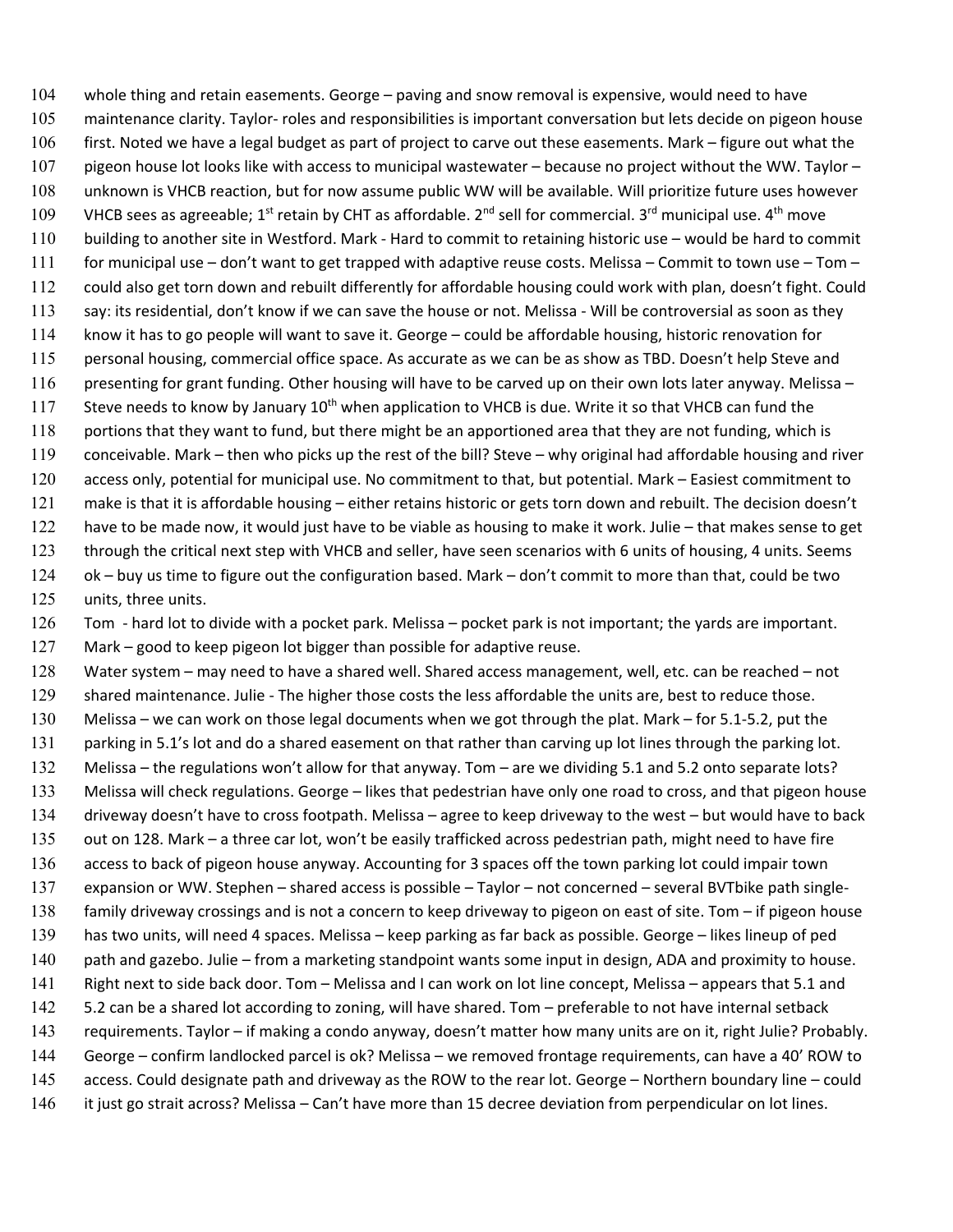whole thing and retain easements. George – paving and snow removal is expensive, would need to have maintenance clarity. Taylor- roles and responsibilities is important conversation but lets decide on pigeon house first. Noted we have a legal budget as part of project to carve out these easements. Mark – figure out what the pigeon house lot looks like with access to municipal wastewater – because no project without the WW. Taylor – unknown is VHCB reaction, but for now assume public WW will be available. Will prioritize future uses however VHCB sees as agreeable; 1st retain by CHT as affordable. 2nd sell for commercial. 3rd municipal use. 4th move building to another site in Westford. Mark - Hard to commit to retaining historic use – would be hard to commit for municipal use – don't want to get trapped with adaptive reuse costs. Melissa – Commit to town use – Tom – could also get torn down and rebuilt differently for affordable housing could work with plan, doesn't fight. Could say: its residential, don't know if we can save the house or not. Melissa - Will be controversial as soon as they know it has to go people will want to save it. George – could be affordable housing, historic renovation for personal housing, commercial office space. As accurate as we can be as show as TBD. Doesn't help Steve and presenting for grant funding. Other housing will have to be carved up on their own lots later anyway. Melissa – Steve needs to know by January 10th when application to VHCB is due. Write it so that VHCB can fund the portions that they want to fund, but there might be an apportioned area that they are not funding, which is conceivable. Mark – then who picks up the rest of the bill? Steve – why original had affordable housing and river access only, potential for municipal use. No commitment to that, but potential. Mark – Easiest commitment to make is that it is affordable housing – either retains historic or gets torn down and rebuilt. The decision doesn't have to be made now, it would just have to be viable as housing to make it work. Julie – that makes sense to get through the critical next step with VHCB and seller, have seen scenarios with 6 units of housing, 4 units. Seems ok – buy us time to figure out the configuration based. Mark – don't commit to more than that, could be two units, three units.

Tom - hard lot to divide with a pocket park. Melissa – pocket park is not important; the yards are important. Mark – good to keep pigeon lot bigger than possible for adaptive reuse.

Water system – may need to have a shared well. Shared access management, well, etc. can be reached – not shared maintenance. Julie - The higher those costs the less affordable the units are, best to reduce those. Melissa – we can work on those legal documents when we got through the plat. Mark – for 5.1-5.2, put the parking in 5.1's lot and do a shared easement on that rather than carving up lot lines through the parking lot. Melissa – the regulations won't allow for that anyway. Tom – are we dividing 5.1 and 5.2 onto separate lots? Melissa will check regulations. George – likes that pedestrian have only one road to cross, and that pigeon house driveway doesn't have to cross footpath. Melissa – agree to keep driveway to the west – but would have to back out on 128. Mark – a three car lot, won't be easily trafficked across pedestrian path, might need to have fire access to back of pigeon house anyway. Accounting for 3 spaces off the town parking lot could impair town expansion or WW. Stephen – shared access is possible – Taylor – not concerned – several BVTbike path single-family driveway crossings and is not a concern to keep driveway to pigeon on east of site. Tom – if pigeon house has two units, will need 4 spaces. Melissa – keep parking as far back as possible. George – likes lineup of ped path and gazebo. Julie – from a marketing standpoint wants some input in design, ADA and proximity to house. Right next to side back door. Tom – Melissa and I can work on lot line concept, Melissa – appears that 5.1 and 5.2 can be a shared lot according to zoning, will have shared. Tom – preferable to not have internal setback requirements. Taylor – if making a condo anyway, doesn't matter how many units are on it, right Julie? Probably. George – confirm landlocked parcel is ok? Melissa – we removed frontage requirements, can have a 40' ROW to access. Could designate path and driveway as the ROW to the rear lot. George – Northern boundary line – could it just go strait across? Melissa – Can't have more than 15 decree deviation from perpendicular on lot lines.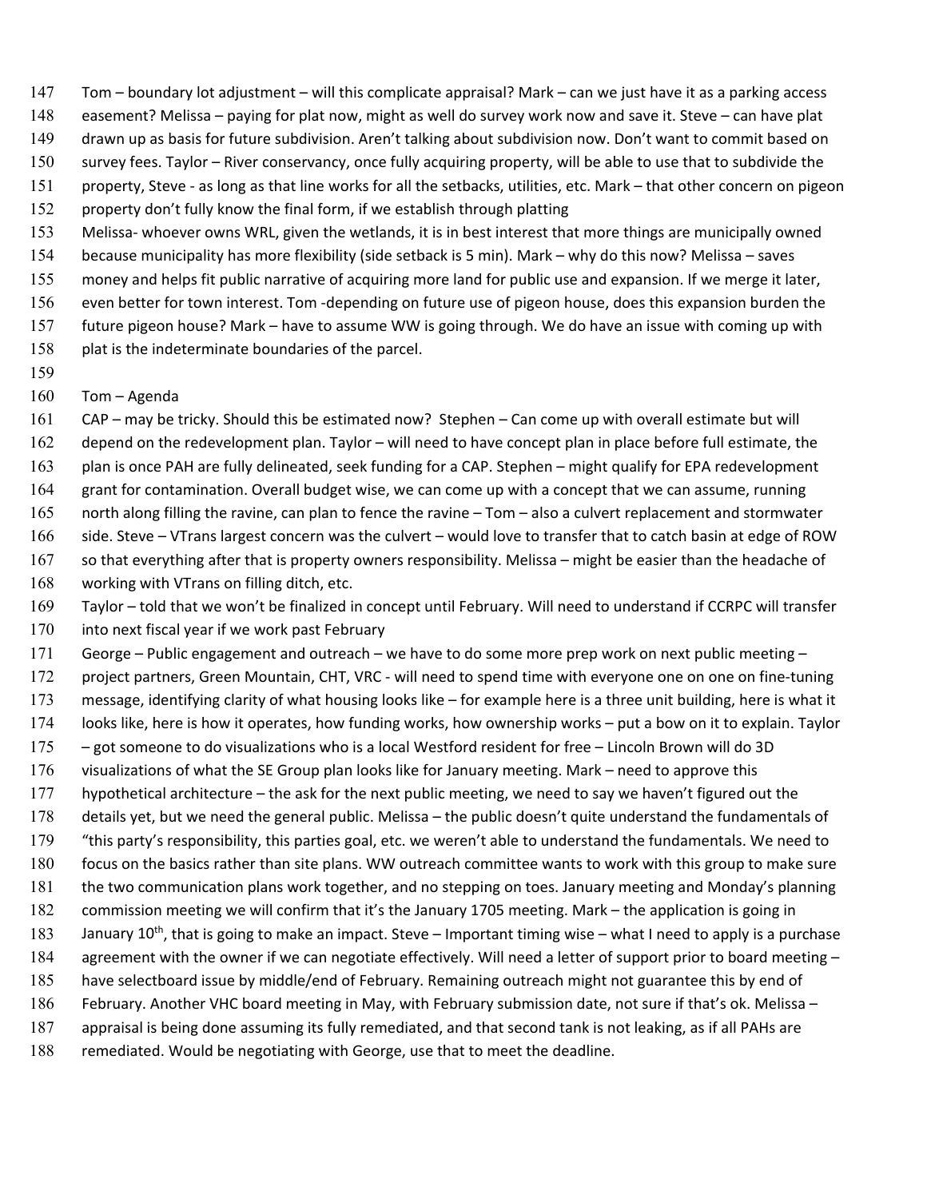Tom – boundary lot adjustment – will this complicate appraisal? Mark – can we just have it as a parking access easement? Melissa – paying for plat now, might as well do survey work now and save it. Steve – can have plat drawn up as basis for future subdivision. Aren't talking about subdivision now. Don't want to commit based on survey fees. Taylor – River conservancy, once fully acquiring property, will be able to use that to subdivide the property, Steve - as long as that line works for all the setbacks, utilities, etc. Mark – that other concern on pigeon property don't fully know the final form, if we establish through platting

Melissa- whoever owns WRL, given the wetlands, it is in best interest that more things are municipally owned because municipality has more flexibility (side setback is 5 min). Mark – why do this now? Melissa – saves money and helps fit public narrative of acquiring more land for public use and expansion. If we merge it later, even better for town interest. Tom -depending on future use of pigeon house, does this expansion burden the future pigeon house? Mark – have to assume WW is going through. We do have an issue with coming up with plat is the indeterminate boundaries of the parcel.

Tom – Agenda

CAP – may be tricky. Should this be estimated now? Stephen – Can come up with overall estimate but will depend on the redevelopment plan. Taylor – will need to have concept plan in place before full estimate, the plan is once PAH are fully delineated, seek funding for a CAP. Stephen – might qualify for EPA redevelopment grant for contamination. Overall budget wise, we can come up with a concept that we can assume, running north along filling the ravine, can plan to fence the ravine – Tom – also a culvert replacement and stormwater side. Steve – VTrans largest concern was the culvert – would love to transfer that to catch basin at edge of ROW so that everything after that is property owners responsibility. Melissa – might be easier than the headache of working with VTrans on filling ditch, etc.

Taylor – told that we won't be finalized in concept until February. Will need to understand if CCRPC will transfer into next fiscal year if we work past February

George – Public engagement and outreach – we have to do some more prep work on next public meeting – project partners, Green Mountain, CHT, VRC - will need to spend time with everyone one on one on fine-tuning message, identifying clarity of what housing looks like – for example here is a three unit building, here is what it looks like, here is how it operates, how funding works, how ownership works – put a bow on it to explain. Taylor – got someone to do visualizations who is a local Westford resident for free – Lincoln Brown will do 3D visualizations of what the SE Group plan looks like for January meeting. Mark – need to approve this hypothetical architecture – the ask for the next public meeting, we need to say we haven't figured out the details yet, but we need the general public. Melissa – the public doesn't quite understand the fundamentals of "this party's responsibility, this parties goal, etc. we weren't able to understand the fundamentals. We need to focus on the basics rather than site plans. WW outreach committee wants to work with this group to make sure the two communication plans work together, and no stepping on toes. January meeting and Monday's planning commission meeting we will confirm that it's the January 1705 meeting. Mark – the application is going in January 10th, that is going to make an impact. Steve – Important timing wise – what I need to apply is a purchase agreement with the owner if we can negotiate effectively. Will need a letter of support prior to board meeting – have selectboard issue by middle/end of February. Remaining outreach might not guarantee this by end of February. Another VHC board meeting in May, with February submission date, not sure if that's ok. Melissa – appraisal is being done assuming its fully remediated, and that second tank is not leaking, as if all PAHs are remediated. Would be negotiating with George, use that to meet the deadline.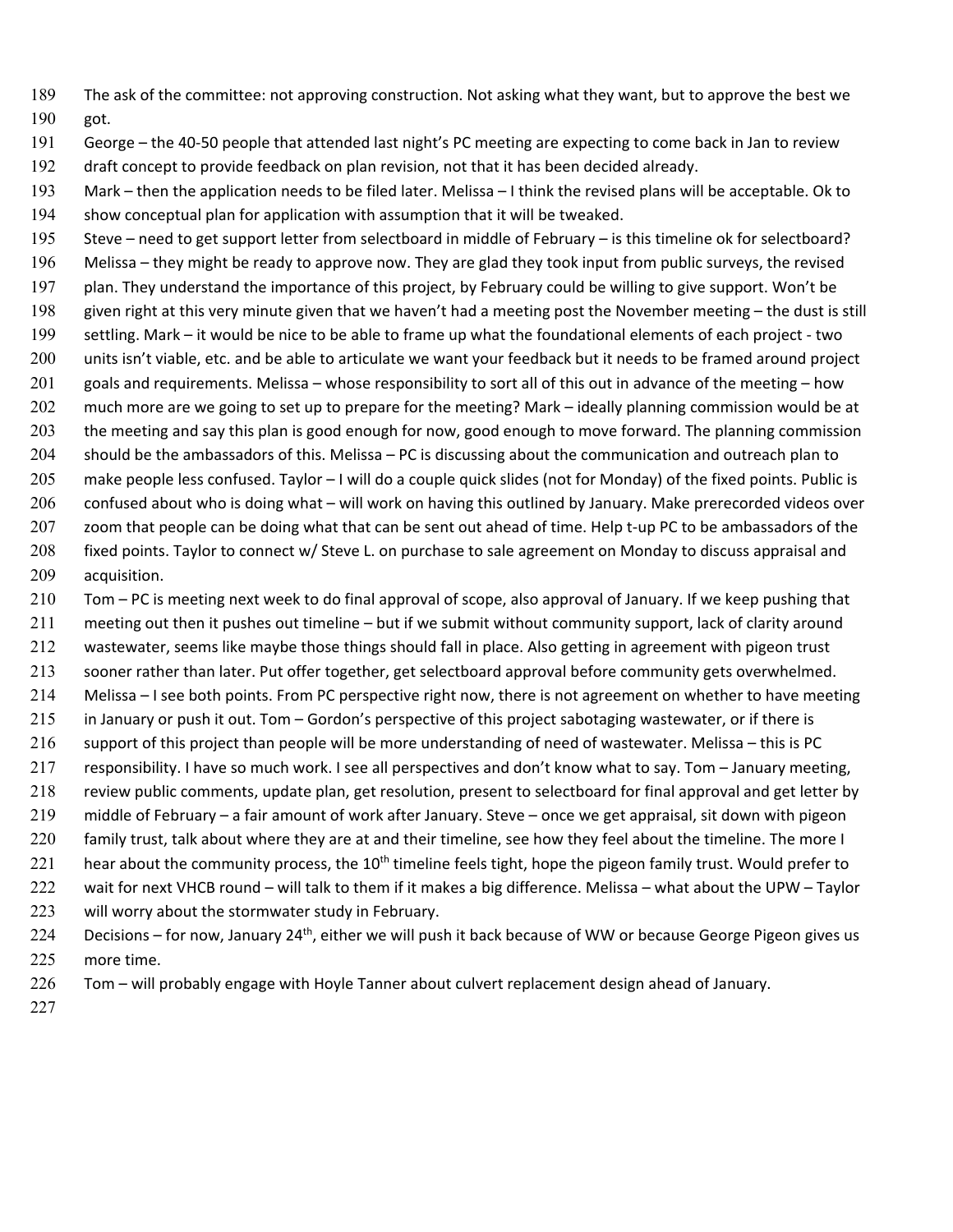The ask of the committee: not approving construction. Not asking what they want, but to approve the best we got.

George – the 40-50 people that attended last night's PC meeting are expecting to come back in Jan to review draft concept to provide feedback on plan revision, not that it has been decided already.

Mark – then the application needs to be filed later. Melissa – I think the revised plans will be acceptable. Ok to show conceptual plan for application with assumption that it will be tweaked.

Steve – need to get support letter from selectboard in middle of February – is this timeline ok for selectboard?

Melissa – they might be ready to approve now. They are glad they took input from public surveys, the revised plan. They understand the importance of this project, by February could be willing to give support. Won't be given right at this very minute given that we haven't had a meeting post the November meeting – the dust is still settling. Mark – it would be nice to be able to frame up what the foundational elements of each project - two units isn't viable, etc. and be able to articulate we want your feedback but it needs to be framed around project goals and requirements. Melissa – whose responsibility to sort all of this out in advance of the meeting – how much more are we going to set up to prepare for the meeting? Mark – ideally planning commission would be at the meeting and say this plan is good enough for now, good enough to move forward. The planning commission should be the ambassadors of this. Melissa – PC is discussing about the communication and outreach plan to make people less confused. Taylor – I will do a couple quick slides (not for Monday) of the fixed points. Public is confused about who is doing what – will work on having this outlined by January. Make prerecorded videos over zoom that people can be doing what that can be sent out ahead of time. Help t-up PC to be ambassadors of the fixed points. Taylor to connect w/ Steve L. on purchase to sale agreement on Monday to discuss appraisal and acquisition.

Tom – PC is meeting next week to do final approval of scope, also approval of January. If we keep pushing that meeting out then it pushes out timeline – but if we submit without community support, lack of clarity around wastewater, seems like maybe those things should fall in place. Also getting in agreement with pigeon trust sooner rather than later. Put offer together, get selectboard approval before community gets overwhelmed.

Melissa – I see both points. From PC perspective right now, there is not agreement on whether to have meeting in January or push it out. Tom – Gordon's perspective of this project sabotaging wastewater, or if there is support of this project than people will be more understanding of need of wastewater. Melissa – this is PC responsibility. I have so much work. I see all perspectives and don't know what to say. Tom – January meeting, review public comments, update plan, get resolution, present to selectboard for final approval and get letter by middle of February – a fair amount of work after January. Steve – once we get appraisal, sit down with pigeon family trust, talk about where they are at and their timeline, see how they feel about the timeline. The more I hear about the community process, the 10th timeline feels tight, hope the pigeon family trust. Would prefer to wait for next VHCB round – will talk to them if it makes a big difference. Melissa – what about the UPW – Taylor will worry about the stormwater study in February.

Decisions – for now, January 24th, either we will push it back because of WW or because George Pigeon gives us more time.

Tom – will probably engage with Hoyle Tanner about culvert replacement design ahead of January.